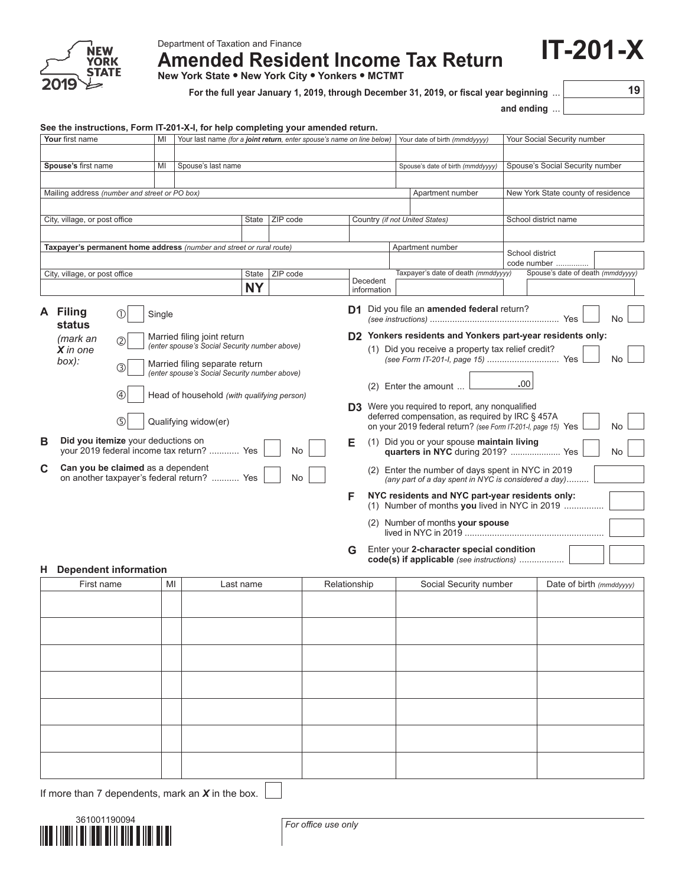NEW YORK STATE 2019

Department of Taxation and Finance

# Amended Resident Income Tax Return

**New York State • New York City • Yonkers • MCTMT**

# IT-201-X

**For the full year January 1, 2019, through December 31, 2019, or fiscal year beginning** ... 19

**and ending** ...

**See the instructions, Form IT-201-X-I, for help completing your amended return.**

| **Your** first name | MI | Your last name *(for a **joint return**, enter spouse's name on line below)* | Your date of birth *(mmddyyyy)* | Your Social Security number |
|---|---|---|---|---|
| | | | | |
| **Spouse's** first name | MI | Spouse's last name | Spouse's date of birth *(mmddyyyy)* | Spouse's Social Security number |
| | | | | |

| Mailing address *(number and street or PO box)* | Apartment number | New York State county of residence |
|---|---|---|
| | | |

| City, village, or post office | State | ZIP code | Country *(if not United States)* | School district name |
|---|---|---|---|---|
| | | | | |

| **Taxpayer's permanent home address** *(number and street or rural route)* | Apartment number | School district code number .............. |
|---|---|---|
| | | |

| City, village, or post office | State | ZIP code | Decedent information | Taxpayer's date of death *(mmddyyyy)* | Spouse's date of death *(mmddyyyy)* |
|---|---|---|---|---|---|
| | NY | | | | |

**A Filing status** *(mark an **X** in one box)*:

- ① Single
- ② Married filing joint return *(enter spouse's Social Security number above)*
- ③ Married filing separate return *(enter spouse's Social Security number above)*
- ④ Head of household *(with qualifying person)*
- ⑤ Qualifying widow(er)

**B Did you itemize** your deductions on your 2019 federal income tax return? ........... Yes ☐ No ☐

**C Can you be claimed** as a dependent on another taxpayer's federal return? ........... Yes ☐ No ☐

**D1** Did you file an **amended federal** return? *(see instructions)* ................................................... Yes ☐ No ☐

**D2 Yonkers residents and Yonkers part-year residents only:**

(1) Did you receive a property tax relief credit? *(see Form IT-201-I, page 15)* ............................ Yes ☐ No ☐

(2) Enter the amount ... .00

**D3** Were you required to report, any nonqualified deferred compensation, as required by IRC § 457A on your 2019 federal return? *(see Form IT-201-I, page 15)* Yes ☐ No ☐

**E** (1) Did you or your spouse **maintain living quarters in NYC** during 2019? .................... Yes ☐ No ☐

(2) Enter the number of days spent in NYC in 2019 *(any part of a day spent in NYC is considered a day)*.........

**F NYC residents and NYC part-year residents only:**

(1) Number of months **you** lived in NYC in 2019 ...............

(2) Number of months **your spouse** lived in NYC in 2019 .......................................................

**G** Enter your **2-character special condition code(s) if applicable** *(see instructions)* ..................

**H Dependent information**

| First name | MI | Last name | Relationship | Social Security number | Date of birth *(mmddyyyy)* |
|---|---|---|---|---|---|
| | | | | | |
| | | | | | |
| | | | | | |
| | | | | | |
| | | | | | |
| | | | | | |
| | | | | | |

If more than 7 dependents, mark an ***X*** in the box. ☐

361001190094

*For office use only*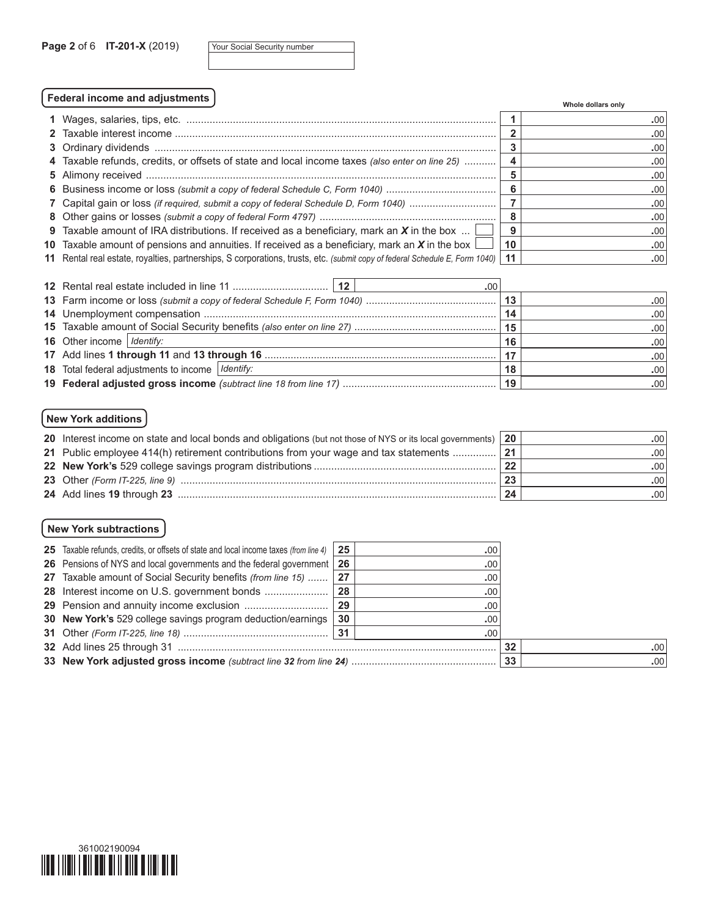Your Social Security number

## Federal income and adjustments

Whole dollars only

| | | Line | Amount |
|---|---|---|---|
| 1 | Wages, salaries, tips, etc. | 1 | .00 |
| 2 | Taxable interest income | 2 | .00 |
| 3 | Ordinary dividends | 3 | .00 |
| 4 | Taxable refunds, credits, or offsets of state and local income taxes *(also enter on line 25)* | 4 | .00 |
| 5 | Alimony received | 5 | .00 |
| 6 | Business income or loss *(submit a copy of federal Schedule C, Form 1040)* | 6 | .00 |
| 7 | Capital gain or loss *(if required, submit a copy of federal Schedule D, Form 1040)* | 7 | .00 |
| 8 | Other gains or losses *(submit a copy of federal Form 4797)* | 8 | .00 |
| 9 | Taxable amount of IRA distributions. If received as a beneficiary, mark an ***X*** in the box ☐ | 9 | .00 |
| 10 | Taxable amount of pensions and annuities. If received as a beneficiary, mark an ***X*** in the box ☐ | 10 | .00 |
| 11 | Rental real estate, royalties, partnerships, S corporations, trusts, etc. *(submit copy of federal Schedule E, Form 1040)* | 11 | .00 |

| | | Line | Amount | Line | Amount |
|---|---|---|---|---|---|
| 12 | Rental real estate included in line 11 | 12 | .00 | | |
| 13 | Farm income or loss *(submit a copy of federal Schedule F, Form 1040)* | | | 13 | .00 |
| 14 | Unemployment compensation | | | 14 | .00 |
| 15 | Taxable amount of Social Security benefits *(also enter on line 27)* | | | 15 | .00 |
| 16 | Other income *Identify:* | | | 16 | .00 |
| 17 | Add lines **1 through 11** and **13 through 16** | | | 17 | .00 |
| 18 | Total federal adjustments to income *Identify:* | | | 18 | .00 |
| 19 | **Federal adjusted gross income** *(subtract line 18 from line 17)* | | | 19 | .00 |

## New York additions

| | | Line | Amount |
|---|---|---|---|
| 20 | Interest income on state and local bonds and obligations (but not those of NYS or its local governments) | 20 | .00 |
| 21 | Public employee 414(h) retirement contributions from your wage and tax statements | 21 | .00 |
| 22 | **New York's** 529 college savings program distributions | 22 | .00 |
| 23 | Other *(Form IT-225, line 9)* | 23 | .00 |
| 24 | Add lines **19** through **23** | 24 | .00 |

## New York subtractions

| | | Line | Amount | Line | Amount |
|---|---|---|---|---|---|
| 25 | Taxable refunds, credits, or offsets of state and local income taxes *(from line 4)* | 25 | .00 | | |
| 26 | Pensions of NYS and local governments and the federal government | 26 | .00 | | |
| 27 | Taxable amount of Social Security benefits *(from line 15)* | 27 | .00 | | |
| 28 | Interest income on U.S. government bonds | 28 | .00 | | |
| 29 | Pension and annuity income exclusion | 29 | .00 | | |
| 30 | **New York's** 529 college savings program deduction/earnings | 30 | .00 | | |
| 31 | Other *(Form IT-225, line 18)* | 31 | .00 | | |
| 32 | Add lines 25 through 31 | | | 32 | .00 |
| 33 | **New York adjusted gross income** *(subtract line **32** from line **24**)* | | | 33 | .00 |

361002190094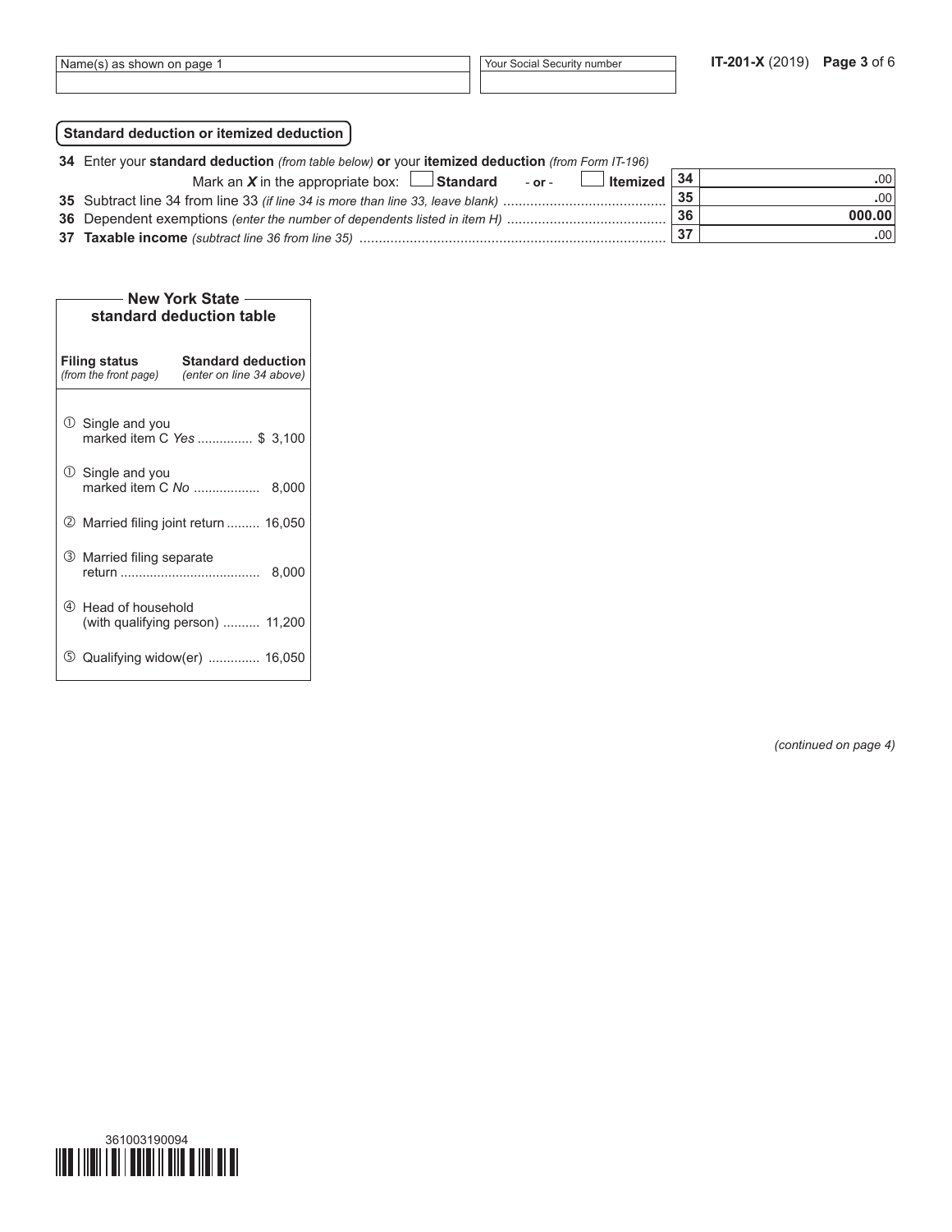| Name(s) as shown on page 1 | Your Social Security number |
|---|---|
| | |

## Standard deduction or itemized deduction

| Line | Description | Box | Amount |
|---|---|---|---|
| 34 | Enter your **standard deduction** *(from table below)* **or** your **itemized deduction** *(from Form IT-196)* Mark an ***X*** in the appropriate box: ☐ **Standard** - **or** - ☐ **Itemized** | 34 | .00 |
| 35 | Subtract line 34 from line 33 *(if line 34 is more than line 33, leave blank)* | 35 | .00 |
| 36 | Dependent exemptions *(enter the number of dependents listed in item H)* | 36 | 000.00 |
| 37 | **Taxable income** *(subtract line 36 from line 35)* | 37 | .00 |

### New York State standard deduction table

| Filing status *(from the front page)* | Standard deduction *(enter on line 34 above)* |
|---|---|
| ① Single and you marked item C *Yes* | $ 3,100 |
| ① Single and you marked item C *No* | 8,000 |
| ② Married filing joint return | 16,050 |
| ③ Married filing separate return | 8,000 |
| ④ Head of household (with qualifying person) | 11,200 |
| ⑤ Qualifying widow(er) | 16,050 |

*(continued on page 4)*

361003190094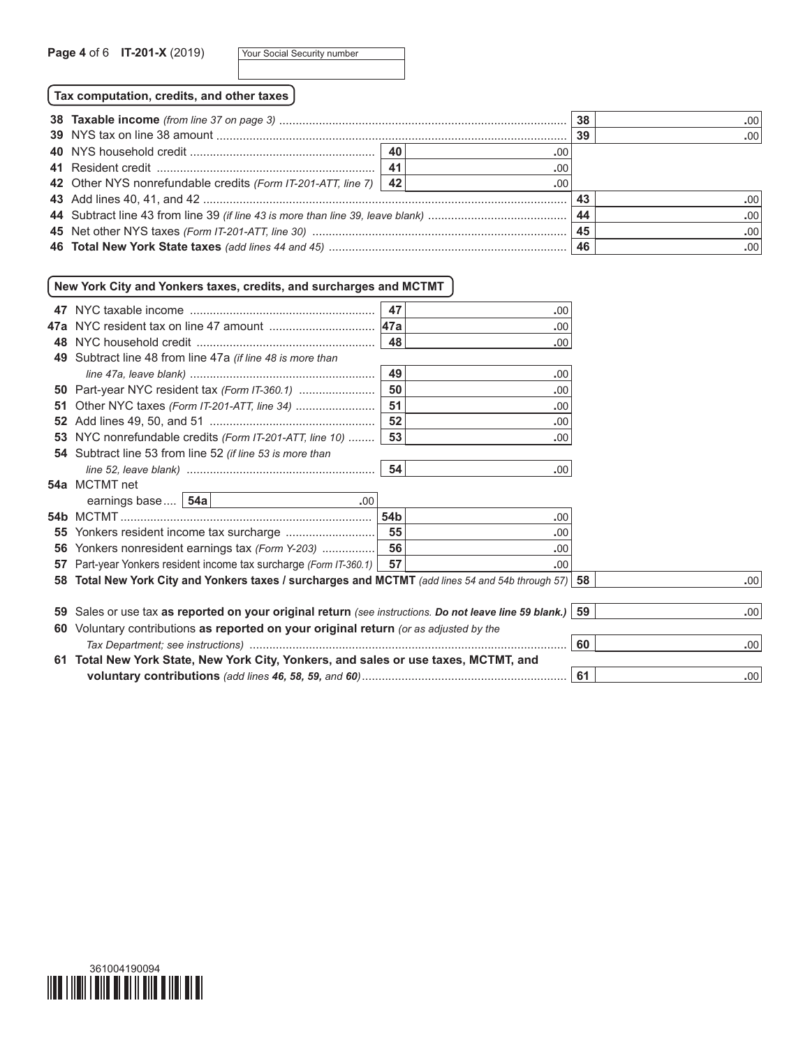**IT-201-X** (2019)

Your Social Security number

## Tax computation, credits, and other taxes

| Line | Description | Line | Amount | Line | Amount |
|---|---|---|---|---|---|
| 38 | **Taxable income** *(from line 37 on page 3)* | | | 38 | .00 |
| 39 | NYS tax on line 38 amount | | | 39 | .00 |
| 40 | NYS household credit | 40 | .00 | | |
| 41 | Resident credit | 41 | .00 | | |
| 42 | Other NYS nonrefundable credits *(Form IT-201-ATT, line 7)* | 42 | .00 | | |
| 43 | Add lines 40, 41, and 42 | | | 43 | .00 |
| 44 | Subtract line 43 from line 39 *(if line 43 is more than line 39, leave blank)* | | | 44 | .00 |
| 45 | Net other NYS taxes *(Form IT-201-ATT, line 30)* | | | 45 | .00 |
| 46 | **Total New York State taxes** *(add lines 44 and 45)* | | | 46 | .00 |

## New York City and Yonkers taxes, credits, and surcharges and MCTMT

| Line | Description | Line | Amount | Line | Amount |
|---|---|---|---|---|---|
| 47 | NYC taxable income | 47 | .00 | | |
| 47a | NYC resident tax on line 47 amount | 47a | .00 | | |
| 48 | NYC household credit | 48 | .00 | | |
| 49 | Subtract line 48 from line 47a *(if line 48 is more than line 47a, leave blank)* | 49 | .00 | | |
| 50 | Part-year NYC resident tax *(Form IT-360.1)* | 50 | .00 | | |
| 51 | Other NYC taxes *(Form IT-201-ATT, line 34)* | 51 | .00 | | |
| 52 | Add lines 49, 50, and 51 | 52 | .00 | | |
| 53 | NYC nonrefundable credits *(Form IT-201-ATT, line 10)* | 53 | .00 | | |
| 54 | Subtract line 53 from line 52 *(if line 53 is more than line 52, leave blank)* | 54 | .00 | | |
| 54a | MCTMT net earnings base .... 54a .00 | | | | |
| 54b | MCTMT | 54b | .00 | | |
| 55 | Yonkers resident income tax surcharge | 55 | .00 | | |
| 56 | Yonkers nonresident earnings tax *(Form Y-203)* | 56 | .00 | | |
| 57 | Part-year Yonkers resident income tax surcharge *(Form IT-360.1)* | 57 | .00 | | |
| 58 | **Total New York City and Yonkers taxes / surcharges and MCTMT** *(add lines 54 and 54b through 57)* | | | 58 | .00 |
| 59 | Sales or use tax **as reported on your original return** *(see instructions. **Do not leave line 59 blank.**)* | | | 59 | .00 |
| 60 | Voluntary contributions **as reported on your original return** *(or as adjusted by the Tax Department; see instructions)* | | | 60 | .00 |
| 61 | **Total New York State, New York City, Yonkers, and sales or use taxes, MCTMT, and voluntary contributions** *(add lines **46, 58, 59,** and **60**)* | | | 61 | .00 |

361004190094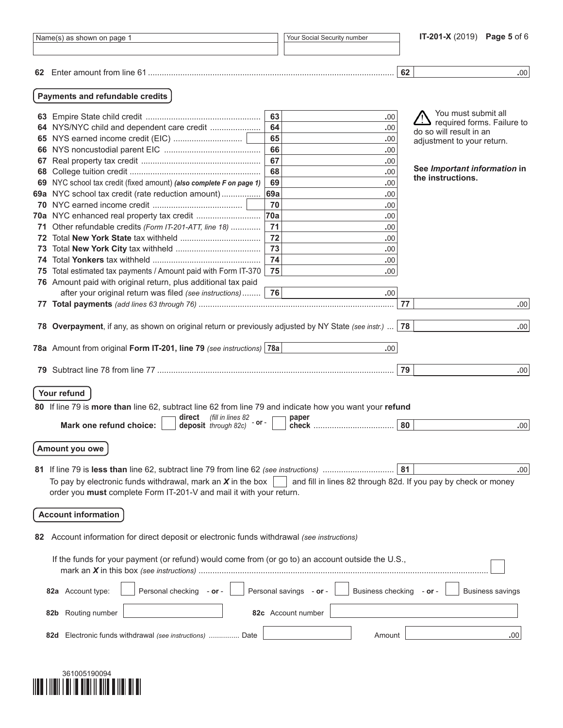| Name(s) as shown on page 1 | Your Social Security number |
|---|---|
| | |

**IT-201-X** (2019)

**62** Enter amount from line 61 ........ **62** .00

## Payments and refundable credits

| Line | Description | Box | Amount |
|---|---|---|---|
| 63 | Empire State child credit | 63 | .00 |
| 64 | NYS/NYC child and dependent care credit | 64 | .00 |
| 65 | NYS earned income credit (EIC) | 65 | .00 |
| 66 | NYS noncustodial parent EIC | 66 | .00 |
| 67 | Real property tax credit | 67 | .00 |
| 68 | College tuition credit | 68 | .00 |
| 69 | NYC school tax credit (fixed amount) ***(also complete F on page 1)*** | 69 | .00 |
| 69a | NYC school tax credit (rate reduction amount) | 69a | .00 |
| 70 | NYC earned income credit | 70 | .00 |
| 70a | NYC enhanced real property tax credit | 70a | .00 |
| 71 | Other refundable credits *(Form IT-201-ATT, line 18)* | 71 | .00 |
| 72 | Total **New York State** tax withheld | 72 | .00 |
| 73 | Total **New York City** tax withheld | 73 | .00 |
| 74 | Total **Yonkers** tax withheld | 74 | .00 |
| 75 | Total estimated tax payments / Amount paid with Form IT-370 | 75 | .00 |
| 76 | Amount paid with original return, plus additional tax paid after your original return was filed *(see instructions)* | 76 | .00 |

⚠ You must submit all required forms. Failure to do so will result in an adjustment to your return.

**See *Important information* in the instructions.**

**77** **Total payments** *(add lines 63 through 76)* ........ **77** .00

**78** **Overpayment**, if any, as shown on original return or previously adjusted by NY State *(see instr.)* ... **78** .00

**78a** Amount from original **Form IT-201, line 79** *(see instructions)* **78a** .00

**79** Subtract line 78 from line 77 ........ **79** .00

## Your refund

**80** If line 79 is **more than** line 62, subtract line 62 from line 79 and indicate how you want your **refund**

**Mark one refund choice:** ☐ **direct deposit** *(fill in lines 82 through 82c)* - **or** - ☐ **paper check** ........ **80** .00

## Amount you owe

**81** If line 79 is **less than** line 62, subtract line 79 from line 62 *(see instructions)* ........ **81** .00

To pay by electronic funds withdrawal, mark an ***X*** in the box ☐ and fill in lines 82 through 82d. If you pay by check or money order you **must** complete Form IT-201-V and mail it with your return.

## Account information

**82** Account information for direct deposit or electronic funds withdrawal *(see instructions)*

If the funds for your payment (or refund) would come from (or go to) an account outside the U.S., mark an ***X*** in this box *(see instructions)* ........ ☐

**82a** Account type: ☐ Personal checking - **or** - ☐ Personal savings - **or** - ☐ Business checking - **or** - ☐ Business savings

**82b** Routing number ________ **82c** Account number ________

**82d** Electronic funds withdrawal *(see instructions)* ........ Date ________ Amount ________ .00

361005190094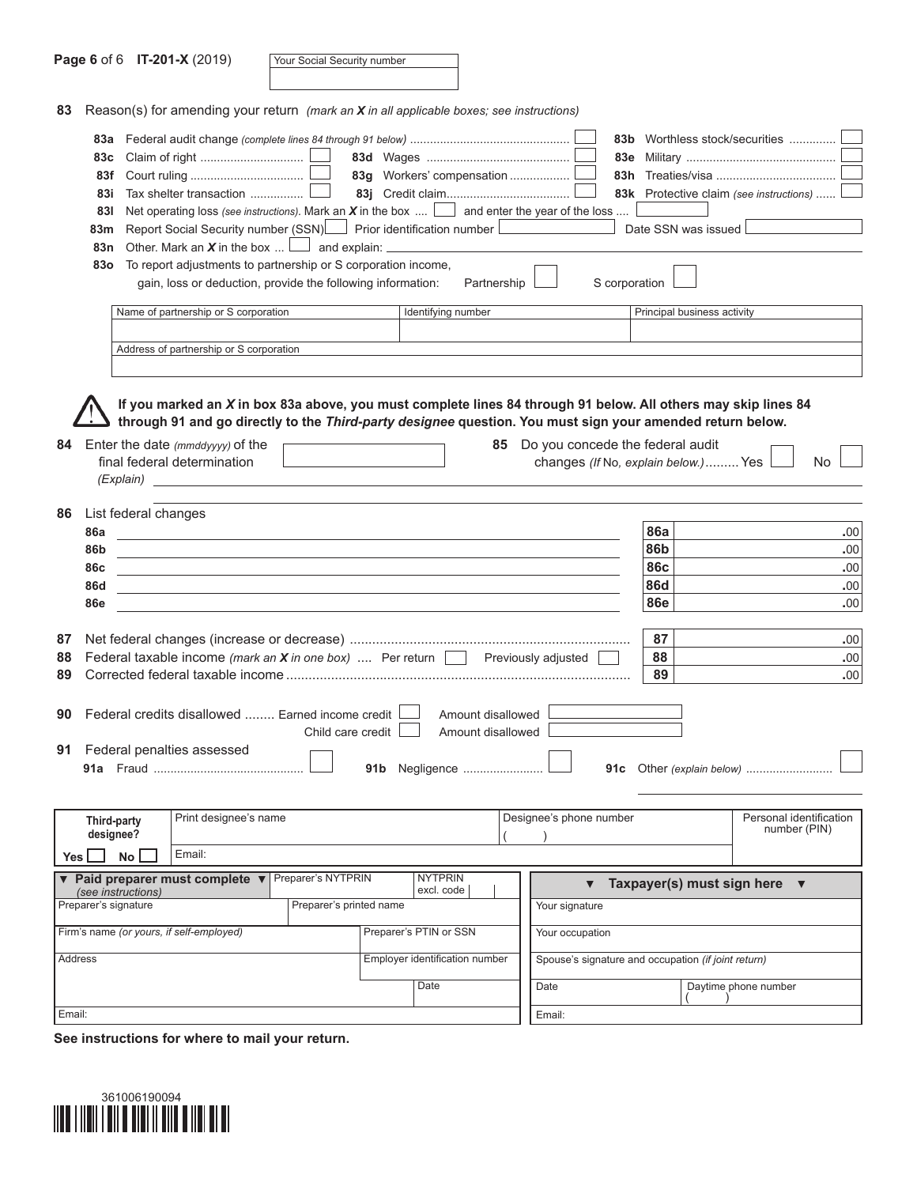Your Social Security number

**83** Reason(s) for amending your return *(mark an X in all applicable boxes; see instructions)*

- **83a** Federal audit change *(complete lines 84 through 91 below)* ☐
- **83b** Worthless stock/securities ☐
- **83c** Claim of right ☐
- **83d** Wages ☐
- **83e** Military ☐
- **83f** Court ruling ☐
- **83g** Workers' compensation ☐
- **83h** Treaties/visa ☐
- **83i** Tax shelter transaction ☐
- **83j** Credit claim ☐
- **83k** Protective claim *(see instructions)* ☐
- **83l** Net operating loss *(see instructions)*. Mark an ***X*** in the box ☐ and enter the year of the loss ____
- **83m** Report Social Security number (SSN) ☐ Prior identification number ____ Date SSN was issued ____
- **83n** Other. Mark an ***X*** in the box ☐ and explain: ____
- **83o** To report adjustments to partnership or S corporation income, gain, loss or deduction, provide the following information: Partnership ☐ S corporation ☐

| Name of partnership or S corporation | Identifying number | Principal business activity |
|---|---|---|
| | | |
| Address of partnership or S corporation | | |
| | | |

**If you marked an *X* in box 83a above, you must complete lines 84 through 91 below. All others may skip lines 84 through 91 and go directly to the *Third-party designee* question. You must sign your amended return below.**

**84** Enter the date *(mmddyyyy)* of the final federal determination ____ *(Explain)* ____

**85** Do you concede the federal audit changes *(If No, explain below.)* Yes ☐ No ☐

**86** List federal changes

| | | |
|---|---|---|
| **86a** | **86a** | .00 |
| **86b** | **86b** | .00 |
| **86c** | **86c** | .00 |
| **86d** | **86d** | .00 |
| **86e** | **86e** | .00 |

| | | | |
|---|---|---|---|
| **87** | Net federal changes (increase or decrease) | **87** | .00 |
| **88** | Federal taxable income *(mark an X in one box)* Per return ☐ Previously adjusted ☐ | **88** | .00 |
| **89** | Corrected federal taxable income | **89** | .00 |

**90** Federal credits disallowed
- Earned income credit ☐ Amount disallowed ____
- Child care credit ☐ Amount disallowed ____

**91** Federal penalties assessed
- **91a** Fraud ☐
- **91b** Negligence ☐
- **91c** Other *(explain below)* ☐ ____

| Third-party designee? | Print designee's name | Designee's phone number | Personal identification number (PIN) |
|---|---|---|---|
| Yes ☐ No ☐ | Email: | ( ) | |

| ▼ Paid preparer must complete ▼ *(see instructions)* | Preparer's NYTPRIN | NYTPRIN excl. code | ▼ Taxpayer(s) must sign here ▼ | |
|---|---|---|---|---|
| Preparer's signature | Preparer's printed name | | Your signature | |
| Firm's name *(or yours, if self-employed)* | Preparer's PTIN or SSN | | Your occupation | |
| Address | Employer identification number | | Spouse's signature and occupation *(if joint return)* | |
| | | Date | Date | Daytime phone number ( ) |
| Email: | | | Email: | |

**See instructions for where to mail your return.**

361006190094